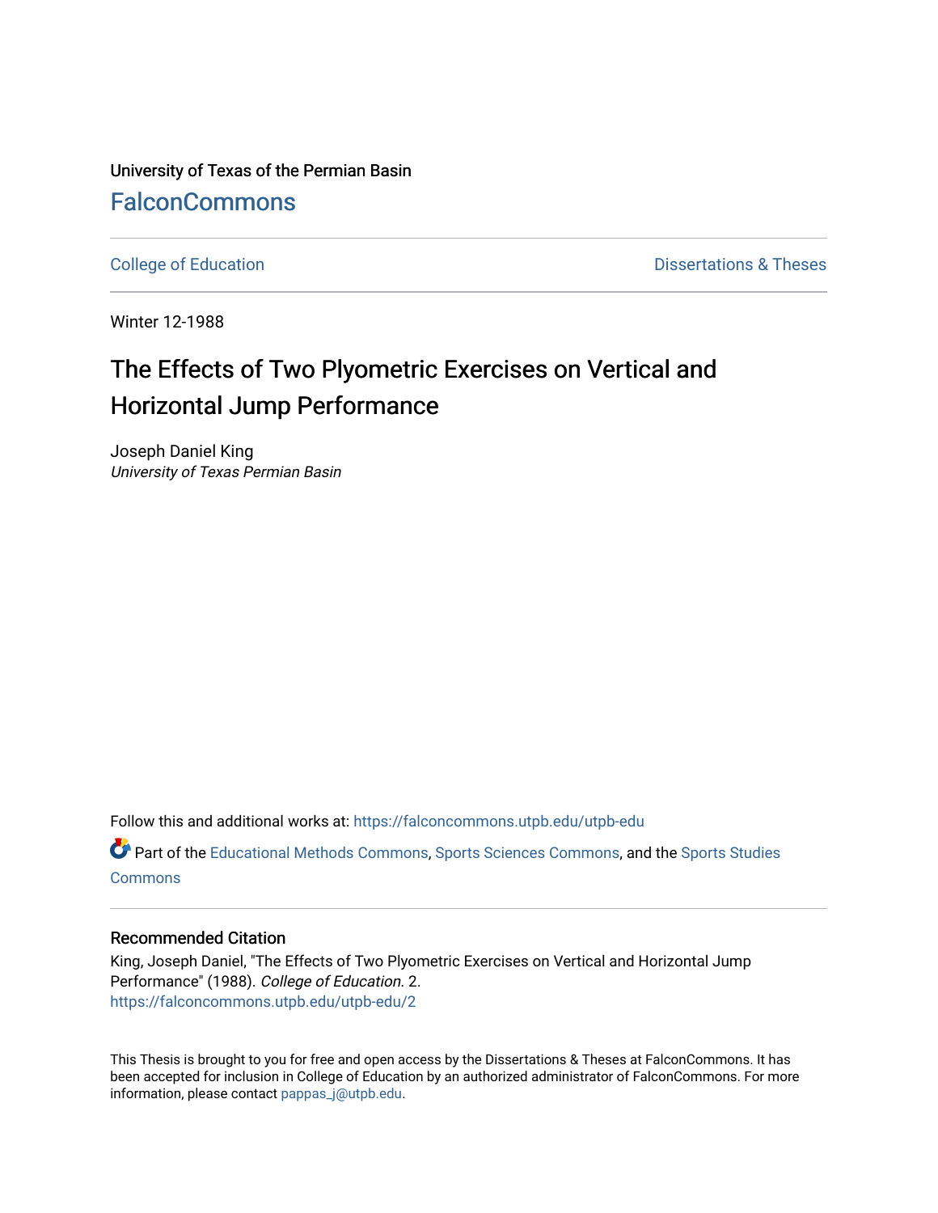University of Texas of the Permian Basin

## FalconCommons

College of Education

Dissertations & Theses

Winter 12-1988

# The Effects of Two Plyometric Exercises on Vertical and Horizontal Jump Performance

Joseph Daniel King
*University of Texas Permian Basin*

Follow this and additional works at: https://falconcommons.utpb.edu/utpb-edu

Part of the Educational Methods Commons, Sports Sciences Commons, and the Sports Studies Commons

### Recommended Citation

King, Joseph Daniel, "The Effects of Two Plyometric Exercises on Vertical and Horizontal Jump Performance" (1988). *College of Education*. 2.
https://falconcommons.utpb.edu/utpb-edu/2

This Thesis is brought to you for free and open access by the Dissertations & Theses at FalconCommons. It has been accepted for inclusion in College of Education by an authorized administrator of FalconCommons. For more information, please contact pappas_j@utpb.edu.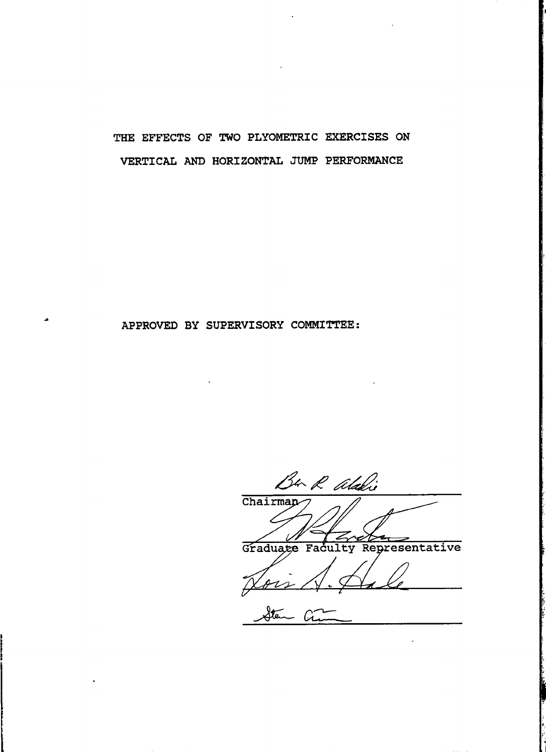THE EFFECTS OF TWO PLYOMETRIC EXERCISES ON VERTICAL AND HORIZONTAL JUMP PERFORMANCE

APPROVED BY SUPERVISORY COMMITTEE:

Ben R. Adair
Chairman

Graduate Faculty Representative

Lois A. Hale

Stan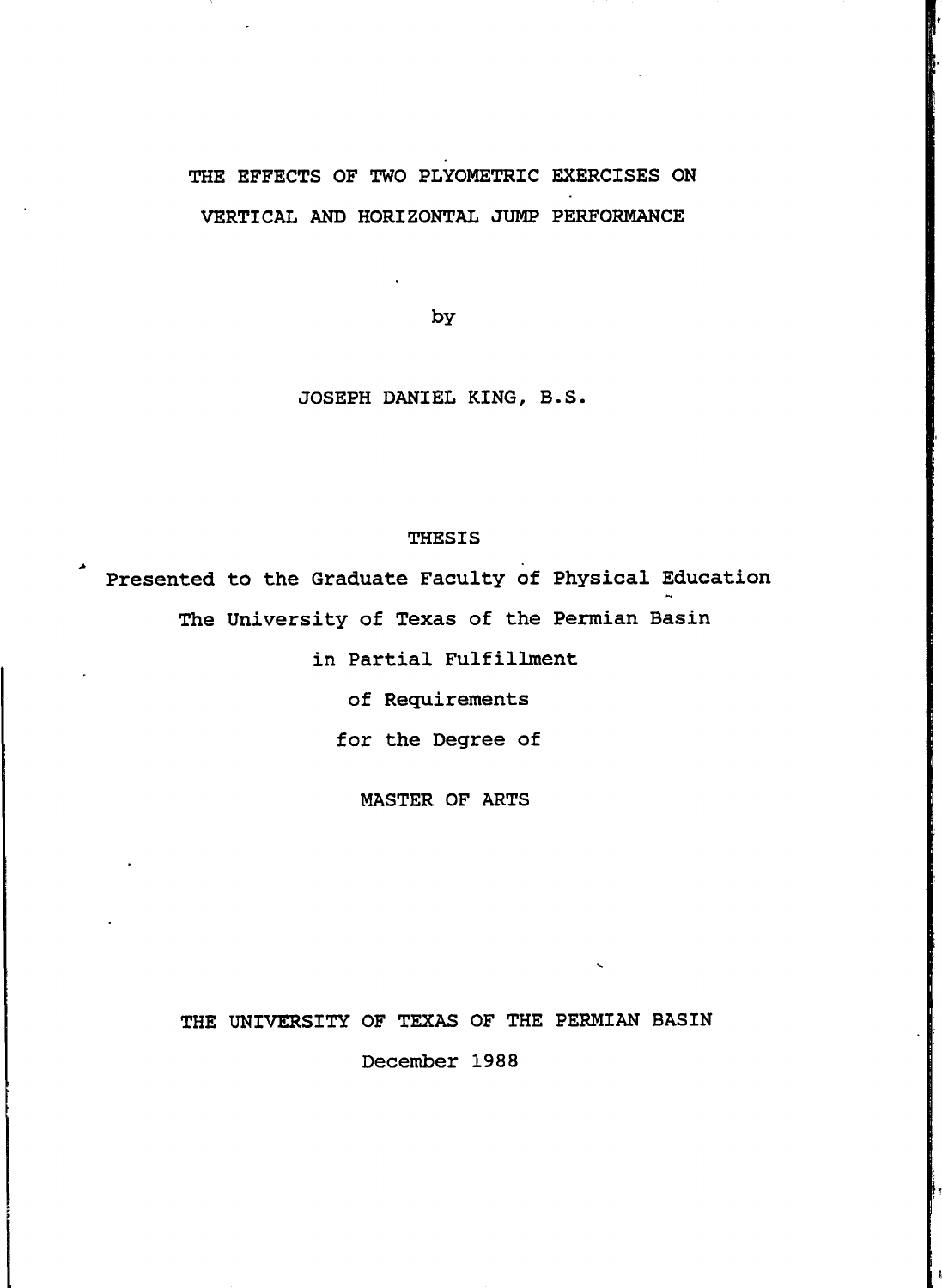# THE EFFECTS OF TWO PLYOMETRIC EXERCISES ON VERTICAL AND HORIZONTAL JUMP PERFORMANCE

by

JOSEPH DANIEL KING, B.S.

THESIS

Presented to the Graduate Faculty of Physical Education

The University of Texas of the Permian Basin

in Partial Fulfillment

of Requirements

for the Degree of

MASTER OF ARTS

THE UNIVERSITY OF TEXAS OF THE PERMIAN BASIN

December 1988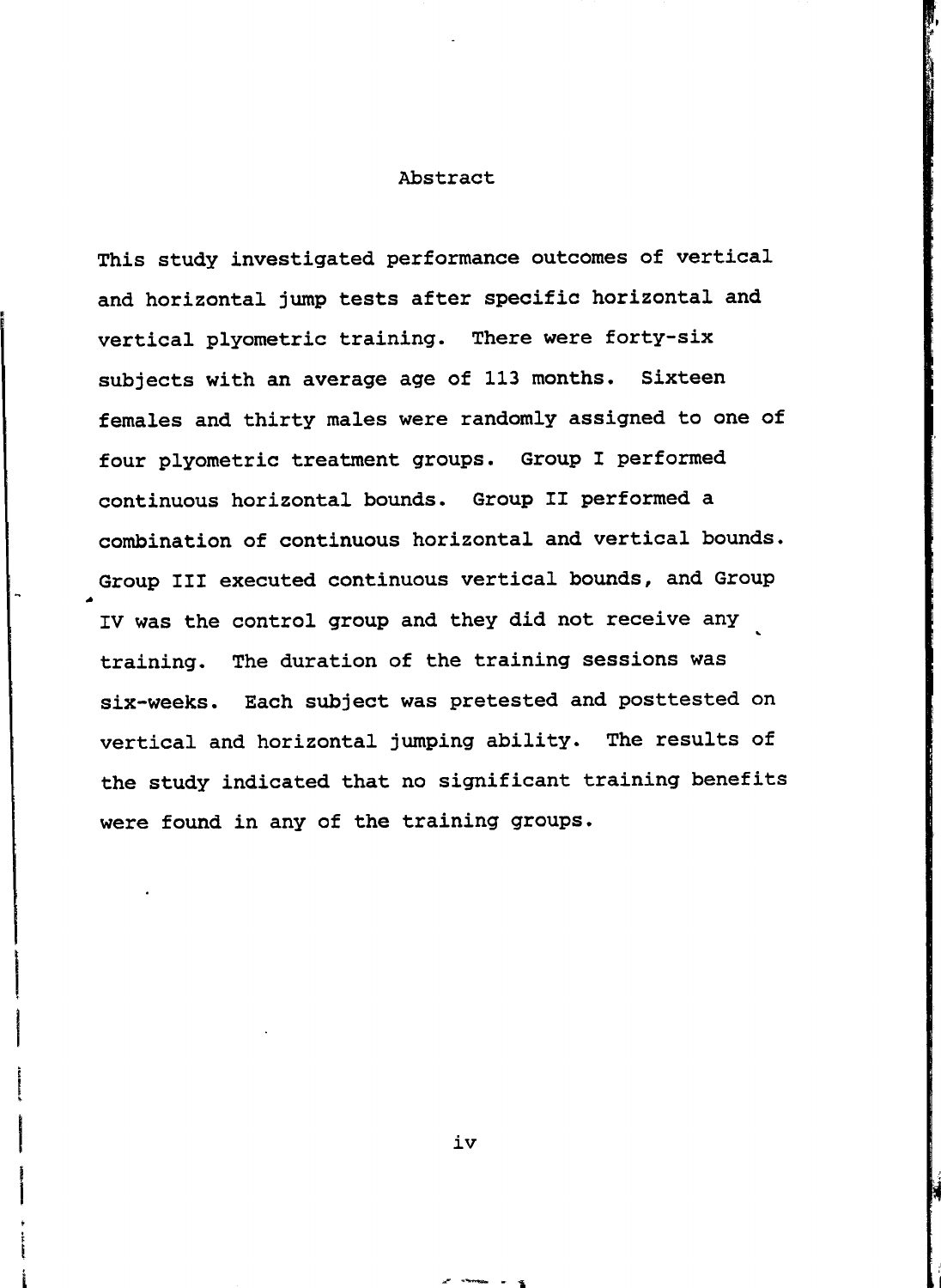# Abstract

This study investigated performance outcomes of vertical and horizontal jump tests after specific horizontal and vertical plyometric training. There were forty-six subjects with an average age of 113 months. Sixteen females and thirty males were randomly assigned to one of four plyometric treatment groups. Group I performed continuous horizontal bounds. Group II performed a combination of continuous horizontal and vertical bounds. Group III executed continuous vertical bounds, and Group IV was the control group and they did not receive any training. The duration of the training sessions was six-weeks. Each subject was pretested and posttested on vertical and horizontal jumping ability. The results of the study indicated that no significant training benefits were found in any of the training groups.